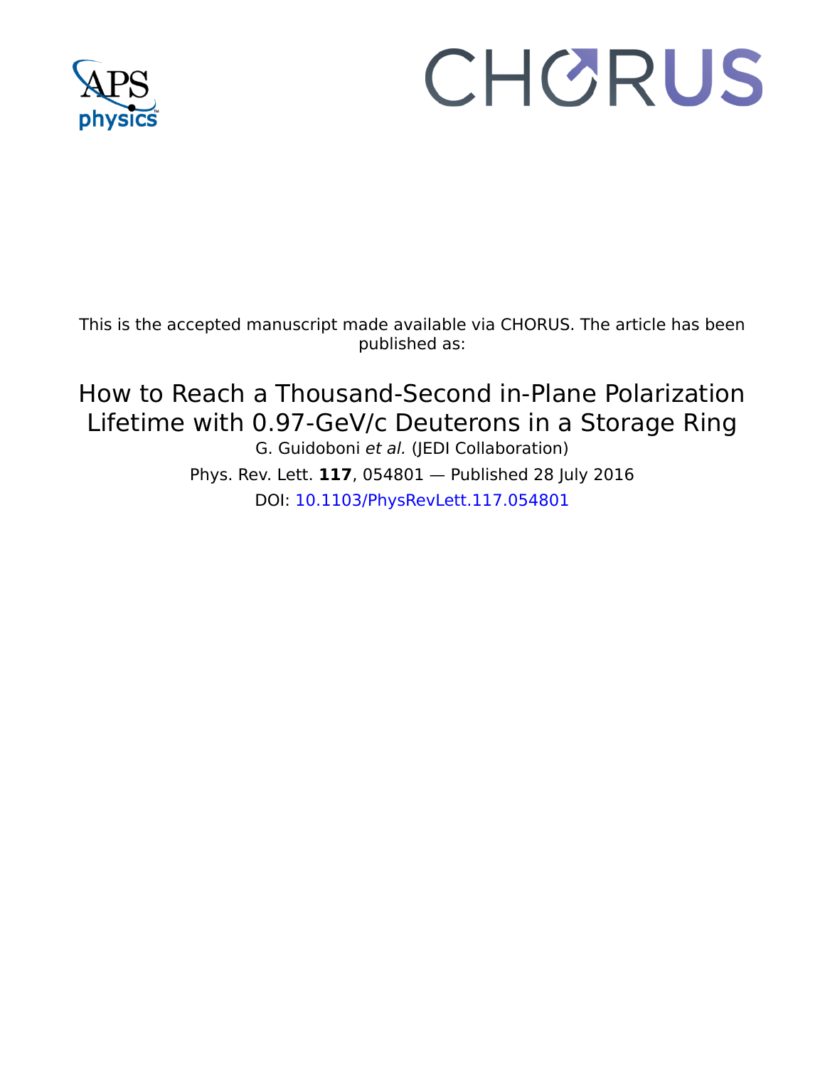This is the accepted manuscript made available via CHORUS. The article has been published as:

# How to Reach a Thousand-Second in-Plane Polarization Lifetime with 0.97-GeV/c Deuterons in a Storage Ring

G. Guidoboni *et al.* (JEDI Collaboration)

Phys. Rev. Lett. **117**, 054801 — Published 28 July 2016

DOI: 10.1103/PhysRevLett.117.054801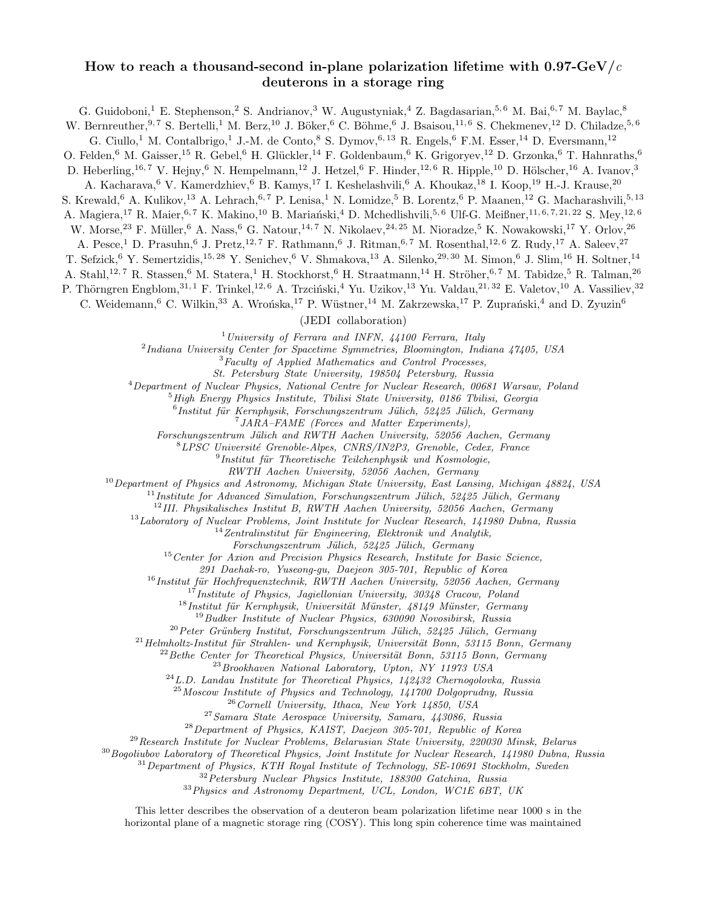# How to reach a thousand-second in-plane polarization lifetime with 0.97-GeV/$c$ deuterons in a storage ring

G. Guidoboni,[1] E. Stephenson,[2] S. Andrianov,[3] W. Augustyniak,[4] Z. Bagdasarian,[5,6] M. Bai,[6,7] M. Baylac,[8] W. Bernreuther,[9,7] S. Bertelli,[1] M. Berz,[10] J. Böker,[6] C. Böhme,[6] J. Bsaisou,[11,6] S. Chekmenev,[12] D. Chiladze,[5,6] G. Ciullo,[1] M. Contalbrigo,[1] J.-M. de Conto,[8] S. Dymov,[6,13] R. Engels,[6] F.M. Esser,[14] D. Eversmann,[12] O. Felden,[6] M. Gaisser,[15] R. Gebel,[6] H. Glückler,[14] F. Goldenbaum,[6] K. Grigoryev,[12] D. Grzonka,[6] T. Hahnraths,[6] D. Heberling,[16,7] V. Hejny,[6] N. Hempelmann,[12] J. Hetzel,[6] F. Hinder,[12,6] R. Hipple,[10] D. Hölscher,[16] A. Ivanov,[3] A. Kacharava,[6] V. Kamerdzhiev,[6] B. Kamys,[17] I. Keshelashvili,[6] A. Khoukaz,[18] I. Koop,[19] H.-J. Krause,[20] S. Krewald,[6] A. Kulikov,[13] A. Lehrach,[6,7] P. Lenisa,[1] N. Lomidze,[5] B. Lorentz,[6] P. Maanen,[12] G. Macharashvili,[5,13] A. Magiera,[17] R. Maier,[6,7] K. Makino,[10] B. Mariański,[4] D. Mchedlishvili,[5,6] Ulf-G. Meißner,[11,6,7,21,22] S. Mey,[12,6] W. Morse,[23] F. Müller,[6] A. Nass,[6] G. Natour,[14,7] N. Nikolaev,[24,25] M. Nioradze,[5] K. Nowakowski,[17] Y. Orlov,[26] A. Pesce,[1] D. Prasuhn,[6] J. Pretz,[12,7] F. Rathmann,[6] J. Ritman,[6,7] M. Rosenthal,[12,6] Z. Rudy,[17] A. Saleev,[27] T. Sefzick,[6] Y. Semertzidis,[15,28] Y. Senichev,[6] V. Shmakova,[13] A. Silenko,[29,30] M. Simon,[6] J. Slim,[16] H. Soltner,[14] A. Stahl,[12,7] R. Stassen,[6] M. Statera,[1] H. Stockhorst,[6] H. Straatmann,[14] H. Ströher,[6,7] M. Tabidze,[5] R. Talman,[26] P. Thörngren Engblom,[31,1] F. Trinkel,[12,6] A. Trzciński,[4] Yu. Uzikov,[13] Yu. Valdau,[21,32] E. Valetov,[10] A. Vassiliev,[32] C. Weidemann,[6] C. Wilkin,[33] A. Wrońska,[17] P. Wüstner,[14] M. Zakrzewska,[17] P. Zuprański,[4] and D. Zyuzin[6]

(JEDI collaboration)

[1] *University of Ferrara and INFN, 44100 Ferrara, Italy*
[2] *Indiana University Center for Spacetime Symmetries, Bloomington, Indiana 47405, USA*
[3] *Faculty of Applied Mathematics and Control Processes, St. Petersburg State University, 198504 Petersburg, Russia*
[4] *Department of Nuclear Physics, National Centre for Nuclear Research, 00681 Warsaw, Poland*
[5] *High Energy Physics Institute, Tbilisi State University, 0186 Tbilisi, Georgia*
[6] *Institut für Kernphysik, Forschungszentrum Jülich, 52425 Jülich, Germany*
[7] *JARA–FAME (Forces and Matter Experiments), Forschungszentrum Jülich and RWTH Aachen University, 52056 Aachen, Germany*
[8] *LPSC Université Grenoble-Alpes, CNRS/IN2P3, Grenoble, Cedex, France*
[9] *Institut für Theoretische Teilchenphysik und Kosmologie, RWTH Aachen University, 52056 Aachen, Germany*
[10] *Department of Physics and Astronomy, Michigan State University, East Lansing, Michigan 48824, USA*
[11] *Institute for Advanced Simulation, Forschungszentrum Jülich, 52425 Jülich, Germany*
[12] *III. Physikalisches Institut B, RWTH Aachen University, 52056 Aachen, Germany*
[13] *Laboratory of Nuclear Problems, Joint Institute for Nuclear Research, 141980 Dubna, Russia*
[14] *Zentralinstitut für Engineering, Elektronik und Analytik, Forschungszentrum Jülich, 52425 Jülich, Germany*
[15] *Center for Axion and Precision Physics Research, Institute for Basic Science, 291 Daehak-ro, Yuseong-gu, Daejeon 305-701, Republic of Korea*
[16] *Institut für Hochfrequenztechnik, RWTH Aachen University, 52056 Aachen, Germany*
[17] *Institute of Physics, Jagiellonian University, 30348 Cracow, Poland*
[18] *Institut für Kernphysik, Universität Münster, 48149 Münster, Germany*
[19] *Budker Institute of Nuclear Physics, 630090 Novosibirsk, Russia*
[20] *Peter Grünberg Institut, Forschungszentrum Jülich, 52425 Jülich, Germany*
[21] *Helmholtz-Institut für Strahlen- und Kernphysik, Universität Bonn, 53115 Bonn, Germany*
[22] *Bethe Center for Theoretical Physics, Universität Bonn, 53115 Bonn, Germany*
[23] *Brookhaven National Laboratory, Upton, NY 11973 USA*
[24] *L.D. Landau Institute for Theoretical Physics, 142432 Chernogolovka, Russia*
[25] *Moscow Institute of Physics and Technology, 141700 Dolgoprudny, Russia*
[26] *Cornell University, Ithaca, New York 14850, USA*
[27] *Samara State Aerospace University, Samara, 443086, Russia*
[28] *Department of Physics, KAIST, Daejeon 305-701, Republic of Korea*
[29] *Research Institute for Nuclear Problems, Belarusian State University, 220030 Minsk, Belarus*
[30] *Bogoliubov Laboratory of Theoretical Physics, Joint Institute for Nuclear Research, 141980 Dubna, Russia*
[31] *Department of Physics, KTH Royal Institute of Technology, SE-10691 Stockholm, Sweden*
[32] *Petersburg Nuclear Physics Institute, 188300 Gatchina, Russia*
[33] *Physics and Astronomy Department, UCL, London, WC1E 6BT, UK*

This letter describes the observation of a deuteron beam polarization lifetime near 1000 s in the horizontal plane of a magnetic storage ring (COSY). This long spin coherence time was maintained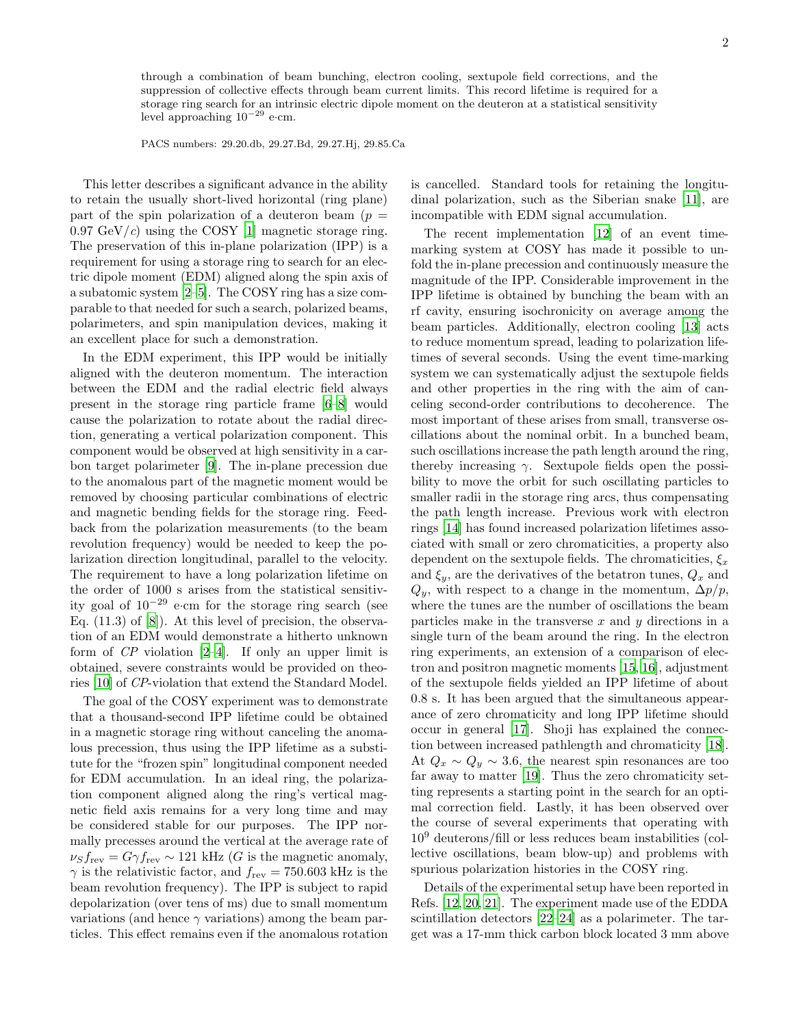through a combination of beam bunching, electron cooling, sextupole field corrections, and the suppression of collective effects through beam current limits. This record lifetime is required for a storage ring search for an intrinsic electric dipole moment on the deuteron at a statistical sensitivity level approaching $10^{-29}$ e·cm.

PACS numbers: 29.20.db, 29.27.Bd, 29.27.Hj, 29.85.Ca

This letter describes a significant advance in the ability to retain the usually short-lived horizontal (ring plane) part of the spin polarization of a deuteron beam ($p = 0.97$ GeV/$c$) using the COSY [1] magnetic storage ring. The preservation of this in-plane polarization (IPP) is a requirement for using a storage ring to search for an electric dipole moment (EDM) aligned along the spin axis of a subatomic system [2–5]. The COSY ring has a size comparable to that needed for such a search, polarized beams, polarimeters, and spin manipulation devices, making it an excellent place for such a demonstration.

In the EDM experiment, this IPP would be initially aligned with the deuteron momentum. The interaction between the EDM and the radial electric field always present in the storage ring particle frame [6–8] would cause the polarization to rotate about the radial direction, generating a vertical polarization component. This component would be observed at high sensitivity in a carbon target polarimeter [9]. The in-plane precession due to the anomalous part of the magnetic moment would be removed by choosing particular combinations of electric and magnetic bending fields for the storage ring. Feedback from the polarization measurements (to the beam revolution frequency) would be needed to keep the polarization direction longitudinal, parallel to the velocity. The requirement to have a long polarization lifetime on the order of 1000 s arises from the statistical sensitivity goal of $10^{-29}$ e·cm for the storage ring search (see Eq. (11.3) of [8]). At this level of precision, the observation of an EDM would demonstrate a hitherto unknown form of *CP* violation [2–4]. If only an upper limit is obtained, severe constraints would be provided on theories [10] of *CP*-violation that extend the Standard Model.

The goal of the COSY experiment was to demonstrate that a thousand-second IPP lifetime could be obtained in a magnetic storage ring without canceling the anomalous precession, thus using the IPP lifetime as a substitute for the "frozen spin" longitudinal component needed for EDM accumulation. In an ideal ring, the polarization component aligned along the ring's vertical magnetic field axis remains for a very long time and may be considered stable for our purposes. The IPP normally precesses around the vertical at the average rate of $\nu_S f_{\rm rev} = G\gamma f_{\rm rev} \sim 121$ kHz ($G$ is the magnetic anomaly, $\gamma$ is the relativistic factor, and $f_{\rm rev} = 750.603$ kHz is the beam revolution frequency). The IPP is subject to rapid depolarization (over tens of ms) due to small momentum variations (and hence $\gamma$ variations) among the beam particles. This effect remains even if the anomalous rotation is cancelled. Standard tools for retaining the longitudinal polarization, such as the Siberian snake [11], are incompatible with EDM signal accumulation.

The recent implementation [12] of an event time-marking system at COSY has made it possible to unfold the in-plane precession and continuously measure the magnitude of the IPP. Considerable improvement in the IPP lifetime is obtained by bunching the beam with an rf cavity, ensuring isochronicity on average among the beam particles. Additionally, electron cooling [13] acts to reduce momentum spread, leading to polarization lifetimes of several seconds. Using the event time-marking system we can systematically adjust the sextupole fields and other properties in the ring with the aim of canceling second-order contributions to decoherence. The most important of these arises from small, transverse oscillations about the nominal orbit. In a bunched beam, such oscillations increase the path length around the ring, thereby increasing $\gamma$. Sextupole fields open the possibility to move the orbit for such oscillating particles to smaller radii in the storage ring arcs, thus compensating the path length increase. Previous work with electron rings [14] has found increased polarization lifetimes associated with small or zero chromaticities, a property also dependent on the sextupole fields. The chromaticities, $\xi_x$ and $\xi_y$, are the derivatives of the betatron tunes, $Q_x$ and $Q_y$, with respect to a change in the momentum, $\Delta p/p$, where the tunes are the number of oscillations the beam particles make in the transverse $x$ and $y$ directions in a single turn of the beam around the ring. In the electron ring experiments, an extension of a comparison of electron and positron magnetic moments [15, 16], adjustment of the sextupole fields yielded an IPP lifetime of about 0.8 s. It has been argued that the simultaneous appearance of zero chromaticity and long IPP lifetime should occur in general [17]. Shoji has explained the connection between increased pathlength and chromaticity [18]. At $Q_x \sim Q_y \sim 3.6$, the nearest spin resonances are too far away to matter [19]. Thus the zero chromaticity setting represents a starting point in the search for an optimal correction field. Lastly, it has been observed over the course of several experiments that operating with $10^9$ deuterons/fill or less reduces beam instabilities (collective oscillations, beam blow-up) and problems with spurious polarization histories in the COSY ring.

Details of the experimental setup have been reported in Refs. [12, 20, 21]. The experiment made use of the EDDA scintillation detectors [22–24] as a polarimeter. The target was a 17-mm thick carbon block located 3 mm above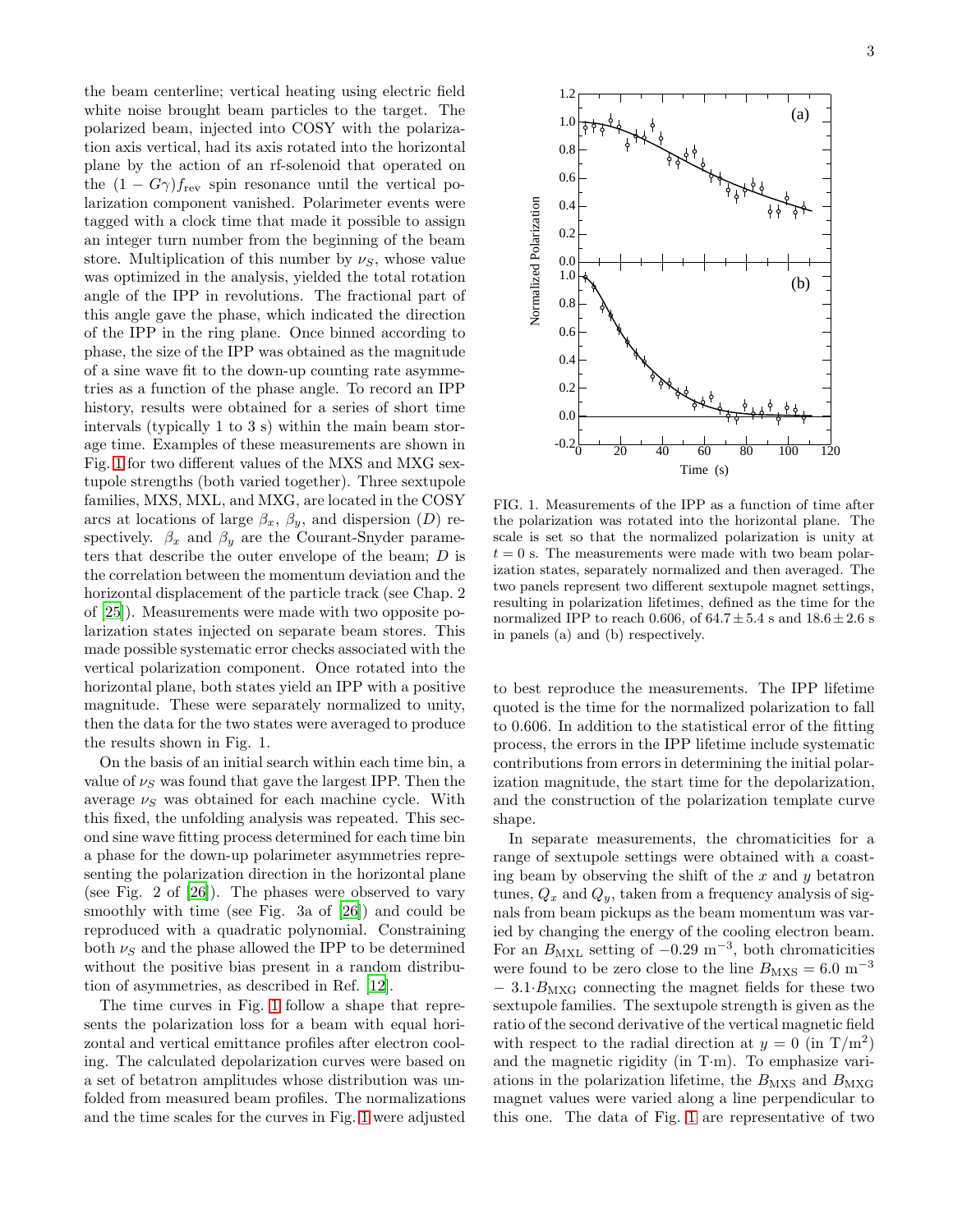the beam centerline; vertical heating using electric field white noise brought beam particles to the target. The polarized beam, injected into COSY with the polarization axis vertical, had its axis rotated into the horizontal plane by the action of an rf-solenoid that operated on the $(1 - G\gamma)f_{\rm rev}$ spin resonance until the vertical polarization component vanished. Polarimeter events were tagged with a clock time that made it possible to assign an integer turn number from the beginning of the beam store. Multiplication of this number by $\nu_S$, whose value was optimized in the analysis, yielded the total rotation angle of the IPP in revolutions. The fractional part of this angle gave the phase, which indicated the direction of the IPP in the ring plane. Once binned according to phase, the size of the IPP was obtained as the magnitude of a sine wave fit to the down-up counting rate asymmetries as a function of the phase angle. To record an IPP history, results were obtained for a series of short time intervals (typically 1 to 3 s) within the main beam storage time. Examples of these measurements are shown in Fig. 1 for two different values of the MXS and MXG sextupole strengths (both varied together). Three sextupole families, MXS, MXL, and MXG, are located in the COSY arcs at locations of large $\beta_x$, $\beta_y$, and dispersion ($D$) respectively. $\beta_x$ and $\beta_y$ are the Courant-Snyder parameters that describe the outer envelope of the beam; $D$ is the correlation between the momentum deviation and the horizontal displacement of the particle track (see Chap. 2 of [25]). Measurements were made with two opposite polarization states injected on separate beam stores. This made possible systematic error checks associated with the vertical polarization component. Once rotated into the horizontal plane, both states yield an IPP with a positive magnitude. These were separately normalized to unity, then the data for the two states were averaged to produce the results shown in Fig. 1.

FIG. 1. Measurements of the IPP as a function of time after the polarization was rotated into the horizontal plane. The scale is set so that the normalized polarization is unity at $t = 0$ s. The measurements were made with two beam polarization states, separately normalized and then averaged. The two panels represent two different sextupole magnet settings, resulting in polarization lifetimes, defined as the time for the normalized IPP to reach 0.606, of $64.7 \pm 5.4$ s and $18.6 \pm 2.6$ s in panels (a) and (b) respectively.

On the basis of an initial search within each time bin, a value of $\nu_S$ was found that gave the largest IPP. Then the average $\nu_S$ was obtained for each machine cycle. With this fixed, the unfolding analysis was repeated. This second sine wave fitting process determined for each time bin a phase for the down-up polarimeter asymmetries representing the polarization direction in the horizontal plane (see Fig. 2 of [26]). The phases were observed to vary smoothly with time (see Fig. 3a of [26]) and could be reproduced with a quadratic polynomial. Constraining both $\nu_S$ and the phase allowed the IPP to be determined without the positive bias present in a random distribution of asymmetries, as described in Ref. [12].

The time curves in Fig. 1 follow a shape that represents the polarization loss for a beam with equal horizontal and vertical emittance profiles after electron cooling. The calculated depolarization curves were based on a set of betatron amplitudes whose distribution was unfolded from measured beam profiles. The normalizations and the time scales for the curves in Fig. 1 were adjusted to best reproduce the measurements. The IPP lifetime quoted is the time for the normalized polarization to fall to 0.606. In addition to the statistical error of the fitting process, the errors in the IPP lifetime include systematic contributions from errors in determining the initial polarization magnitude, the start time for the depolarization, and the construction of the polarization template curve shape.

In separate measurements, the chromaticities for a range of sextupole settings were obtained with a coasting beam by observing the shift of the $x$ and $y$ betatron tunes, $Q_x$ and $Q_y$, taken from a frequency analysis of signals from beam pickups as the beam momentum was varied by changing the energy of the cooling electron beam. For an $B_{\rm MXL}$ setting of $-0.29$ m$^{-3}$, both chromaticities were found to be zero close to the line $B_{\rm MXS} = 6.0$ m$^{-3}$ $- 3.1 \cdot B_{\rm MXG}$ connecting the magnet fields for these two sextupole families. The sextupole strength is given as the ratio of the second derivative of the vertical magnetic field with respect to the radial direction at $y = 0$ (in T/m$^2$) and the magnetic rigidity (in T·m). To emphasize variations in the polarization lifetime, the $B_{\rm MXS}$ and $B_{\rm MXG}$ magnet values were varied along a line perpendicular to this one. The data of Fig. 1 are representative of two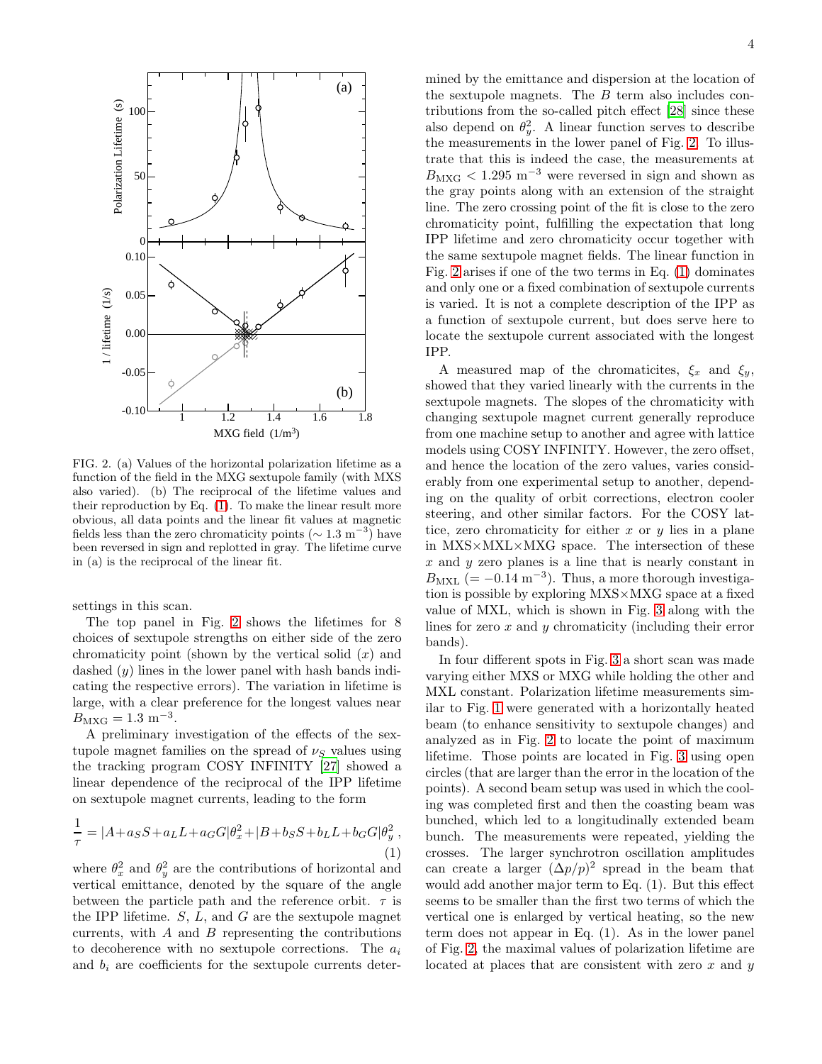FIG. 2. (a) Values of the horizontal polarization lifetime as a function of the field in the MXG sextupole family (with MXS also varied). (b) The reciprocal of the lifetime values and their reproduction by Eq. (1). To make the linear result more obvious, all data points and the linear fit values at magnetic fields less than the zero chromaticity points ($\sim 1.3$ m$^{-3}$) have been reversed in sign and replotted in gray. The lifetime curve in (a) is the reciprocal of the linear fit.

settings in this scan.

The top panel in Fig. 2 shows the lifetimes for 8 choices of sextupole strengths on either side of the zero chromaticity point (shown by the vertical solid ($x$) and dashed ($y$) lines in the lower panel with hash bands indicating the respective errors). The variation in lifetime is large, with a clear preference for the longest values near $B_{\rm MXG} = 1.3$ m$^{-3}$.

A preliminary investigation of the effects of the sextupole magnet families on the spread of $\nu_S$ values using the tracking program COSY INFINITY [27] showed a linear dependence of the reciprocal of the IPP lifetime on sextupole magnet currents, leading to the form

$$\frac{1}{\tau} = |A + a_S S + a_L L + a_G G|\theta_x^2 + |B + b_S S + b_L L + b_G G|\theta_y^2 \,, \tag{1}$$

where $\theta_x^2$ and $\theta_y^2$ are the contributions of horizontal and vertical emittance, denoted by the square of the angle between the particle path and the reference orbit. $\tau$ is the IPP lifetime. $S$, $L$, and $G$ are the sextupole magnet currents, with $A$ and $B$ representing the contributions to decoherence with no sextupole corrections. The $a_i$ and $b_i$ are coefficients for the sextupole currents determined by the emittance and dispersion at the location of the sextupole magnets. The $B$ term also includes contributions from the so-called pitch effect [28] since these also depend on $\theta_y^2$. A linear function serves to describe the measurements in the lower panel of Fig. 2. To illustrate that this is indeed the case, the measurements at $B_{\rm MXG} < 1.295$ m$^{-3}$ were reversed in sign and shown as the gray points along with an extension of the straight line. The zero crossing point of the fit is close to the zero chromaticity point, fulfilling the expectation that long IPP lifetime and zero chromaticity occur together with the same sextupole magnet fields. The linear function in Fig. 2 arises if one of the two terms in Eq. (1) dominates and only one or a fixed combination of sextupole currents is varied. It is not a complete description of the IPP as a function of sextupole current, but does serve here to locate the sextupole current associated with the longest IPP.

A measured map of the chromaticites, $\xi_x$ and $\xi_y$, showed that they varied linearly with the currents in the sextupole magnets. The slopes of the chromaticity with changing sextupole magnet current generally reproduce from one machine setup to another and agree with lattice models using COSY INFINITY. However, the zero offset, and hence the location of the zero values, varies considerably from one experimental setup to another, depending on the quality of orbit corrections, electron cooler steering, and other similar factors. For the COSY lattice, zero chromaticity for either $x$ or $y$ lies in a plane in MXS×MXL×MXG space. The intersection of these $x$ and $y$ zero planes is a line that is nearly constant in $B_{\rm MXL}$ ($= -0.14$ m$^{-3}$). Thus, a more thorough investigation is possible by exploring MXS×MXG space at a fixed value of MXL, which is shown in Fig. 3 along with the lines for zero $x$ and $y$ chromaticity (including their error bands).

In four different spots in Fig. 3 a short scan was made varying either MXS or MXG while holding the other and MXL constant. Polarization lifetime measurements similar to Fig. 1 were generated with a horizontally heated beam (to enhance sensitivity to sextupole changes) and analyzed as in Fig. 2 to locate the point of maximum lifetime. Those points are located in Fig. 3 using open circles (that are larger than the error in the location of the points). A second beam setup was used in which the cooling was completed first and then the coasting beam was bunched, which led to a longitudinally extended beam bunch. The measurements were repeated, yielding the crosses. The larger synchrotron oscillation amplitudes can create a larger $(\Delta p/p)^2$ spread in the beam that would add another major term to Eq. (1). But this effect seems to be smaller than the first two terms of which the vertical one is enlarged by vertical heating, so the new term does not appear in Eq. (1). As in the lower panel of Fig. 2, the maximal values of polarization lifetime are located at places that are consistent with zero $x$ and $y$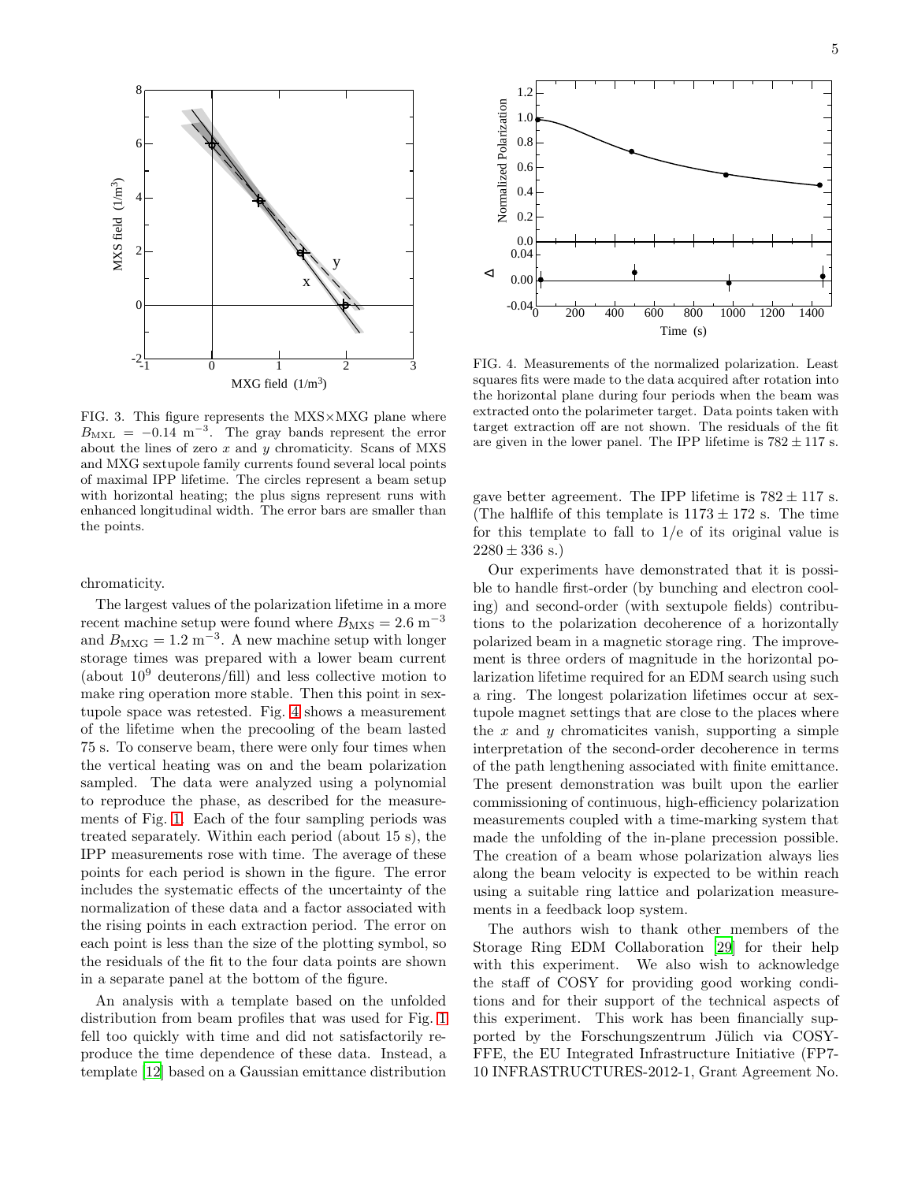FIG. 3. This figure represents the MXS×MXG plane where $B_{\rm MXL} = -0.14$ m$^{-3}$. The gray bands represent the error about the lines of zero $x$ and $y$ chromaticity. Scans of MXS and MXG sextupole family currents found several local points of maximal IPP lifetime. The circles represent a beam setup with horizontal heating; the plus signs represent runs with enhanced longitudinal width. The error bars are smaller than the points.

chromaticity.

The largest values of the polarization lifetime in a more recent machine setup were found where $B_{\rm MXS} = 2.6$ m$^{-3}$ and $B_{\rm MXG} = 1.2$ m$^{-3}$. A new machine setup with longer storage times was prepared with a lower beam current (about $10^9$ deuterons/fill) and less collective motion to make ring operation more stable. Then this point in sextupole space was retested. Fig. 4 shows a measurement of the lifetime when the precooling of the beam lasted 75 s. To conserve beam, there were only four times when the vertical heating was on and the beam polarization sampled. The data were analyzed using a polynomial to reproduce the phase, as described for the measurements of Fig. 1. Each of the four sampling periods was treated separately. Within each period (about 15 s), the IPP measurements rose with time. The average of these points for each period is shown in the figure. The error includes the systematic effects of the uncertainty of the normalization of these data and a factor associated with the rising points in each extraction period. The error on each point is less than the size of the plotting symbol, so the residuals of the fit to the four data points are shown in a separate panel at the bottom of the figure.

An analysis with a template based on the unfolded distribution from beam profiles that was used for Fig. 1 fell too quickly with time and did not satisfactorily reproduce the time dependence of these data. Instead, a template [12] based on a Gaussian emittance distribution gave better agreement. The IPP lifetime is $782 \pm 117$ s. (The halflife of this template is $1173 \pm 172$ s. The time for this template to fall to 1/e of its original value is $2280 \pm 336$ s.)

FIG. 4. Measurements of the normalized polarization. Least squares fits were made to the data acquired after rotation into the horizontal plane during four periods when the beam was extracted onto the polarimeter target. Data points taken with target extraction off are not shown. The residuals of the fit are given in the lower panel. The IPP lifetime is $782 \pm 117$ s.

Our experiments have demonstrated that it is possible to handle first-order (by bunching and electron cooling) and second-order (with sextupole fields) contributions to the polarization decoherence of a horizontally polarized beam in a magnetic storage ring. The improvement is three orders of magnitude in the horizontal polarization lifetime required for an EDM search using such a ring. The longest polarization lifetimes occur at sextupole magnet settings that are close to the places where the $x$ and $y$ chromaticites vanish, supporting a simple interpretation of the second-order decoherence in terms of the path lengthening associated with finite emittance. The present demonstration was built upon the earlier commissioning of continuous, high-efficiency polarization measurements coupled with a time-marking system that made the unfolding of the in-plane precession possible. The creation of a beam whose polarization always lies along the beam velocity is expected to be within reach using a suitable ring lattice and polarization measurements in a feedback loop system.

The authors wish to thank other members of the Storage Ring EDM Collaboration [29] for their help with this experiment. We also wish to acknowledge the staff of COSY for providing good working conditions and for their support of the technical aspects of this experiment. This work has been financially supported by the Forschungszentrum Jülich via COSY-FFE, the EU Integrated Infrastructure Initiative (FP7-10 INFRASTRUCTURES-2012-1, Grant Agreement No.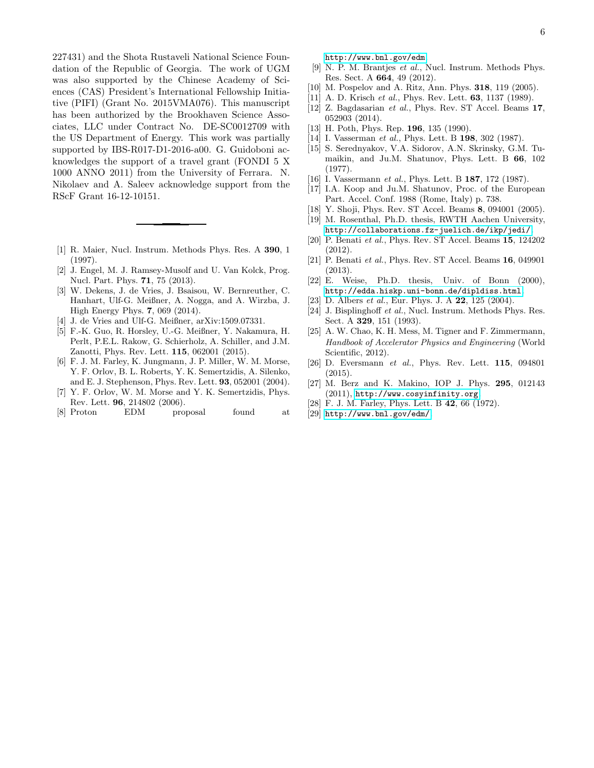227431) and the Shota Rustaveli National Science Foundation of the Republic of Georgia. The work of UGM was also supported by the Chinese Academy of Sciences (CAS) President's International Fellowship Initiative (PIFI) (Grant No. 2015VMA076). This manuscript has been authorized by the Brookhaven Science Associates, LLC under Contract No. DE-SC0012709 with the US Department of Energy. This work was partially supported by IBS-R017-D1-2016-a00. G. Guidoboni acknowledges the support of a travel grant (FONDI 5 X 1000 ANNO 2011) from the University of Ferrara. N. Nikolaev and A. Saleev acknowledge support from the RScF Grant 16-12-10151.

---

[1] R. Maier, Nucl. Instrum. Methods Phys. Res. A **390**, 1 (1997).

[2] J. Engel, M. J. Ramsey-Musolf and U. Van Kolck, Prog. Nucl. Part. Phys. **71**, 75 (2013).

[3] W. Dekens, J. de Vries, J. Bsaisou, W. Bernreuther, C. Hanhart, Ulf-G. Meißner, A. Nogga, and A. Wirzba, J. High Energy Phys. **7**, 069 (2014).

[4] J. de Vries and Ulf-G. Meißner, arXiv:1509.07331.

[5] F.-K. Guo, R. Horsley, U.-G. Meißner, Y. Nakamura, H. Perlt, P.E.L. Rakow, G. Schierholz, A. Schiller, and J.M. Zanotti, Phys. Rev. Lett. **115**, 062001 (2015).

[6] F. J. M. Farley, K. Jungmann, J. P. Miller, W. M. Morse, Y. F. Orlov, B. L. Roberts, Y. K. Semertzidis, A. Silenko, and E. J. Stephenson, Phys. Rev. Lett. **93**, 052001 (2004).

[7] Y. F. Orlov, W. M. Morse and Y. K. Semertzidis, Phys. Rev. Lett. **96**, 214802 (2006).

[8] Proton EDM proposal found at http://www.bnl.gov/edm

[9] N. P. M. Brantjes *et al.*, Nucl. Instrum. Methods Phys. Res. Sect. A **664**, 49 (2012).

[10] M. Pospelov and A. Ritz, Ann. Phys. **318**, 119 (2005).

[11] A. D. Krisch *et al.*, Phys. Rev. Lett. **63**, 1137 (1989).

[12] Z. Bagdasarian *et al.*, Phys. Rev. ST Accel. Beams **17**, 052903 (2014).

[13] H. Poth, Phys. Rep. **196**, 135 (1990).

[14] I. Vasserman *et al.*, Phys. Lett. B **198**, 302 (1987).

[15] S. Serednyakov, V.A. Sidorov, A.N. Skrinsky, G.M. Tumaikin, and Ju.M. Shatunov, Phys. Lett. B **66**, 102 (1977).

[16] I. Vassermann *et al.*, Phys. Lett. B **187**, 172 (1987).

[17] I.A. Koop and Ju.M. Shatunov, Proc. of the European Part. Accel. Conf. 1988 (Rome, Italy) p. 738.

[18] Y. Shoji, Phys. Rev. ST Accel. Beams **8**, 094001 (2005).

[19] M. Rosenthal, Ph.D. thesis, RWTH Aachen University, http://collaborations.fz-juelich.de/ikp/jedi/.

[20] P. Benati *et al.*, Phys. Rev. ST Accel. Beams **15**, 124202 (2012).

[21] P. Benati *et al.*, Phys. Rev. ST Accel. Beams **16**, 049901 (2013).

[22] E. Weise, Ph.D. thesis, Univ. of Bonn (2000), http://edda.hiskp.uni-bonn.de/dipldiss.html.

[23] D. Albers *et al.*, Eur. Phys. J. A **22**, 125 (2004).

[24] J. Bisplinghoff *et al.*, Nucl. Instrum. Methods Phys. Res. Sect. A **329**, 151 (1993).

[25] A. W. Chao, K. H. Mess, M. Tigner and F. Zimmermann, *Handbook of Accelerator Physics and Engineering* (World Scientific, 2012).

[26] D. Eversmann *et al.*, Phys. Rev. Lett. **115**, 094801 (2015).

[27] M. Berz and K. Makino, IOP J. Phys. **295**, 012143 (2011), http://www.cosyinfinity.org.

[28] F. J. M. Farley, Phys. Lett. B **42**, 66 (1972).

[29] http://www.bnl.gov/edm/